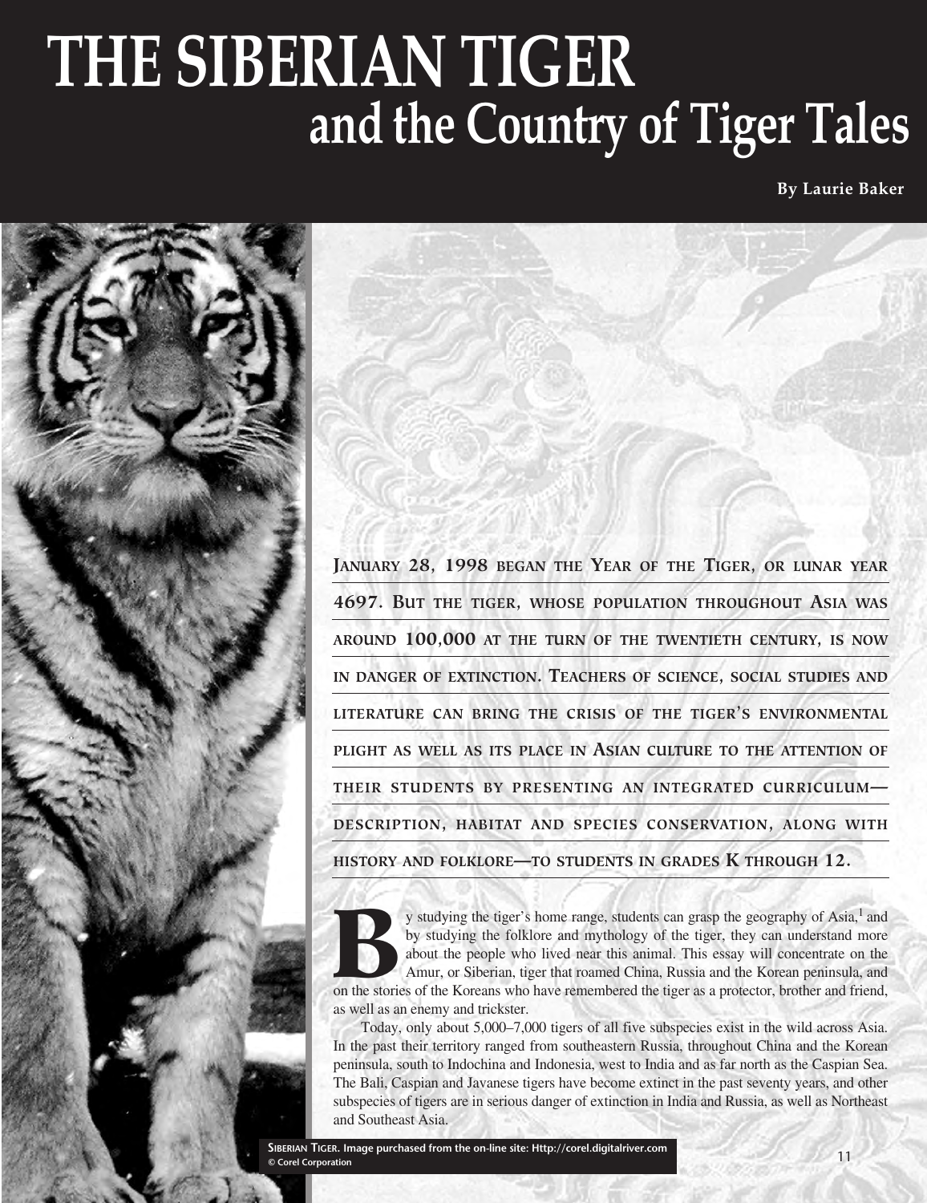# THE SIBERIAN TIGER
## and the Country of Tiger Tales

**By Laurie Baker**

**JANUARY 28, 1998 BEGAN THE YEAR OF THE TIGER, OR LUNAR YEAR 4697. BUT THE TIGER, WHOSE POPULATION THROUGHOUT ASIA WAS AROUND 100,000 AT THE TURN OF THE TWENTIETH CENTURY, IS NOW IN DANGER OF EXTINCTION. TEACHERS OF SCIENCE, SOCIAL STUDIES AND LITERATURE CAN BRING THE CRISIS OF THE TIGER'S ENVIRONMENTAL PLIGHT AS WELL AS ITS PLACE IN ASIAN CULTURE TO THE ATTENTION OF THEIR STUDENTS BY PRESENTING AN INTEGRATED CURRICULUM—DESCRIPTION, HABITAT AND SPECIES CONSERVATION, ALONG WITH HISTORY AND FOLKLORE—TO STUDENTS IN GRADES K THROUGH 12.**

By studying the tiger's home range, students can grasp the geography of Asia,[1] and by studying the folklore and mythology of the tiger, they can understand more about the people who lived near this animal. This essay will concentrate on the Amur, or Siberian, tiger that roamed China, Russia and the Korean peninsula, and on the stories of the Koreans who have remembered the tiger as a protector, brother and friend, as well as an enemy and trickster.

Today, only about 5,000–7,000 tigers of all five subspecies exist in the wild across Asia. In the past their territory ranged from southeastern Russia, throughout China and the Korean peninsula, south to Indochina and Indonesia, west to India and as far north as the Caspian Sea. The Bali, Caspian and Javanese tigers have become extinct in the past seventy years, and other subspecies of tigers are in serious danger of extinction in India and Russia, as well as Northeast and Southeast Asia.

**SIBERIAN TIGER. Image purchased from the on-line site: Http://corel.digitalriver.com © Corel Corporation**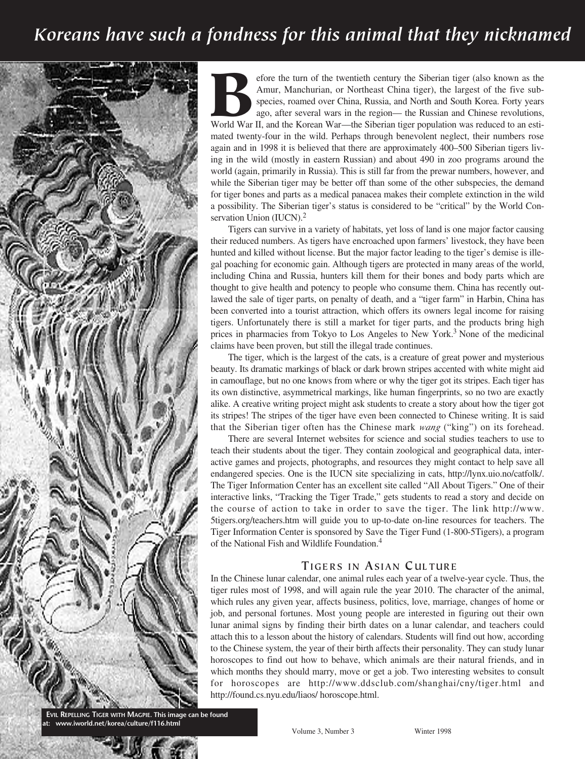*Koreans have such a fondness for this animal that they nicknamed*

Before the turn of the twentieth century the Siberian tiger (also known as the Amur, Manchurian, or Northeast China tiger), the largest of the five subspecies, roamed over China, Russia, and North and South Korea. Forty years ago, after several wars in the region— the Russian and Chinese revolutions, World War II, and the Korean War—the Siberian tiger population was reduced to an estimated twenty-four in the wild. Perhaps through benevolent neglect, their numbers rose again and in 1998 it is believed that there are approximately 400–500 Siberian tigers living in the wild (mostly in eastern Russian) and about 490 in zoo programs around the world (again, primarily in Russia). This is still far from the prewar numbers, however, and while the Siberian tiger may be better off than some of the other subspecies, the demand for tiger bones and parts as a medical panacea makes their complete extinction in the wild a possibility. The Siberian tiger's status is considered to be "critical" by the World Conservation Union (IUCN).[2]

Tigers can survive in a variety of habitats, yet loss of land is one major factor causing their reduced numbers. As tigers have encroached upon farmers' livestock, they have been hunted and killed without license. But the major factor leading to the tiger's demise is illegal poaching for economic gain. Although tigers are protected in many areas of the world, including China and Russia, hunters kill them for their bones and body parts which are thought to give health and potency to people who consume them. China has recently outlawed the sale of tiger parts, on penalty of death, and a "tiger farm" in Harbin, China has been converted into a tourist attraction, which offers its owners legal income for raising tigers. Unfortunately there is still a market for tiger parts, and the products bring high prices in pharmacies from Tokyo to Los Angeles to New York.[3] None of the medicinal claims have been proven, but still the illegal trade continues.

The tiger, which is the largest of the cats, is a creature of great power and mysterious beauty. Its dramatic markings of black or dark brown stripes accented with white might aid in camouflage, but no one knows from where or why the tiger got its stripes. Each tiger has its own distinctive, asymmetrical markings, like human fingerprints, so no two are exactly alike. A creative writing project might ask students to create a story about how the tiger got its stripes! The stripes of the tiger have even been connected to Chinese writing. It is said that the Siberian tiger often has the Chinese mark *wang* ("king") on its forehead.

There are several Internet websites for science and social studies teachers to use to teach their students about the tiger. They contain zoological and geographical data, interactive games and projects, photographs, and resources they might contact to help save all endangered species. One is the IUCN site specializing in cats, http://lynx.uio.no/catfolk/. The Tiger Information Center has an excellent site called "All About Tigers." One of their interactive links, "Tracking the Tiger Trade," gets students to read a story and decide on the course of action to take in order to save the tiger. The link http://www.5tigers.org/teachers.htm will guide you to up-to-date on-line resources for teachers. The Tiger Information Center is sponsored by Save the Tiger Fund (1-800-5Tigers), a program of the National Fish and Wildlife Foundation.[4]

## Tigers in Asian Culture

In the Chinese lunar calendar, one animal rules each year of a twelve-year cycle. Thus, the tiger rules most of 1998, and will again rule the year 2010. The character of the animal, which rules any given year, affects business, politics, love, marriage, changes of home or job, and personal fortunes. Most young people are interested in figuring out their own lunar animal signs by finding their birth dates on a lunar calendar, and teachers could attach this to a lesson about the history of calendars. Students will find out how, according to the Chinese system, the year of their birth affects their personality. They can study lunar horoscopes to find out how to behave, which animals are their natural friends, and in which months they should marry, move or get a job. Two interesting websites to consult for horoscopes are http://www.ddsclub.com/shanghai/cny/tiger.html and http://found.cs.nyu.edu/liaos/ horoscope.html.

**Evil Repelling Tiger with Magpie.** This image can be found at: www.iworld.net/korea/culture/f116.html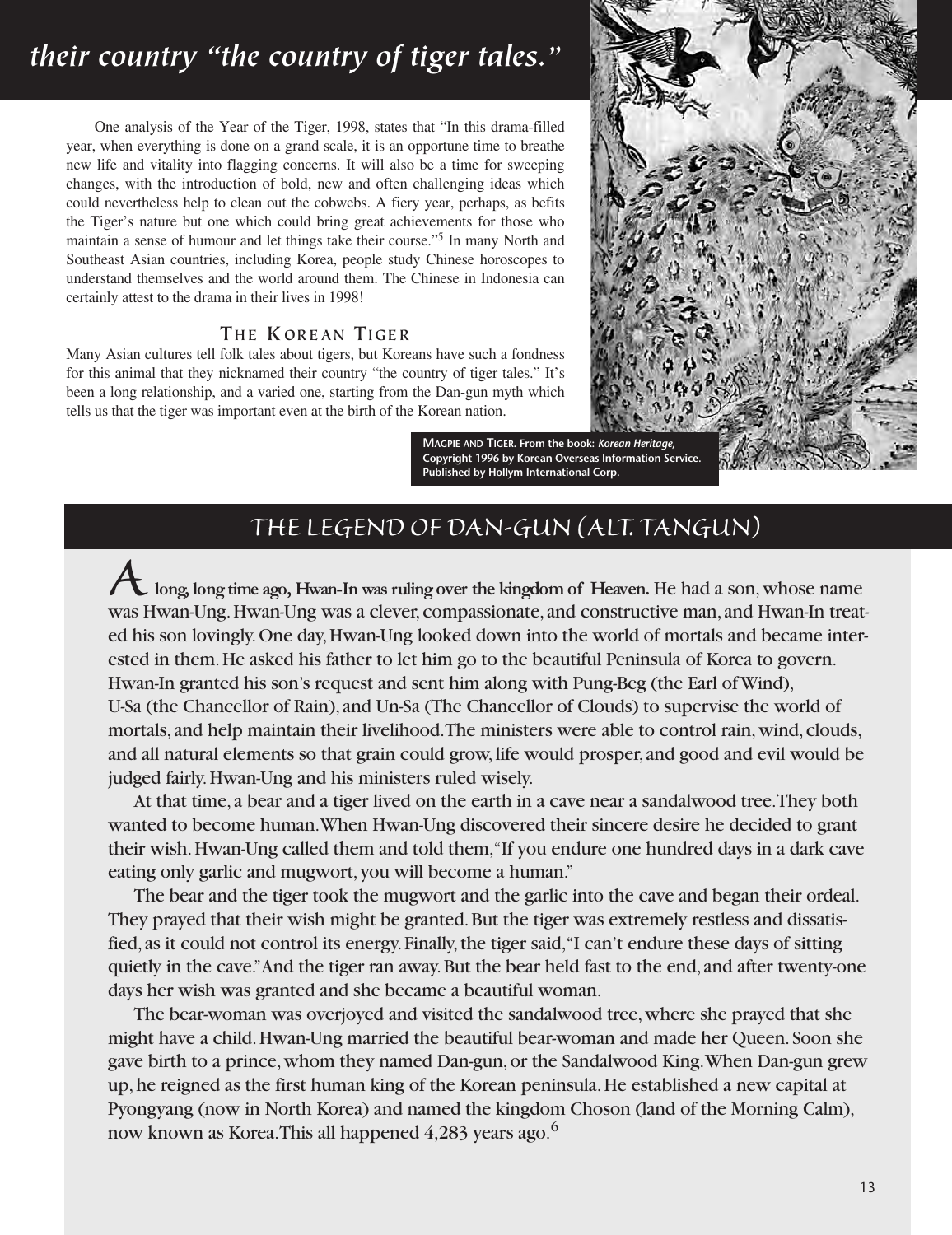## their country "the country of tiger tales."

One analysis of the Year of the Tiger, 1998, states that "In this drama-filled year, when everything is done on a grand scale, it is an opportune time to breathe new life and vitality into flagging concerns. It will also be a time for sweeping changes, with the introduction of bold, new and often challenging ideas which could nevertheless help to clean out the cobwebs. A fiery year, perhaps, as befits the Tiger's nature but one which could bring great achievements for those who maintain a sense of humour and let things take their course."[5] In many North and Southeast Asian countries, including Korea, people study Chinese horoscopes to understand themselves and the world around them. The Chinese in Indonesia can certainly attest to the drama in their lives in 1998!

### The Korean Tiger

Many Asian cultures tell folk tales about tigers, but Koreans have such a fondness for this animal that they nicknamed their country "the country of tiger tales." It's been a long relationship, and a varied one, starting from the Dan-gun myth which tells us that the tiger was important even at the birth of the Korean nation.

**Magpie and Tiger.** From the book: *Korean Heritage,* Copyright 1996 by Korean Overseas Information Service. Published by Hollym International Corp.

## The Legend of Dan-gun (alt. Tangun)

**A long, long time ago, Hwan-In was ruling over the kingdom of Heaven.** He had a son, whose name was Hwan-Ung. Hwan-Ung was a clever, compassionate, and constructive man, and Hwan-In treated his son lovingly. One day, Hwan-Ung looked down into the world of mortals and became interested in them. He asked his father to let him go to the beautiful Peninsula of Korea to govern. Hwan-In granted his son's request and sent him along with Pung-Beg (the Earl of Wind), U-Sa (the Chancellor of Rain), and Un-Sa (The Chancellor of Clouds) to supervise the world of mortals, and help maintain their livelihood. The ministers were able to control rain, wind, clouds, and all natural elements so that grain could grow, life would prosper, and good and evil would be judged fairly. Hwan-Ung and his ministers ruled wisely.

At that time, a bear and a tiger lived on the earth in a cave near a sandalwood tree. They both wanted to become human. When Hwan-Ung discovered their sincere desire he decided to grant their wish. Hwan-Ung called them and told them, "If you endure one hundred days in a dark cave eating only garlic and mugwort, you will become a human."

The bear and the tiger took the mugwort and the garlic into the cave and began their ordeal. They prayed that their wish might be granted. But the tiger was extremely restless and dissatisfied, as it could not control its energy. Finally, the tiger said, "I can't endure these days of sitting quietly in the cave." And the tiger ran away. But the bear held fast to the end, and after twenty-one days her wish was granted and she became a beautiful woman.

The bear-woman was overjoyed and visited the sandalwood tree, where she prayed that she might have a child. Hwan-Ung married the beautiful bear-woman and made her Queen. Soon she gave birth to a prince, whom they named Dan-gun, or the Sandalwood King. When Dan-gun grew up, he reigned as the first human king of the Korean peninsula. He established a new capital at Pyongyang (now in North Korea) and named the kingdom Choson (land of the Morning Calm), now known as Korea. This all happened 4,283 years ago.[6]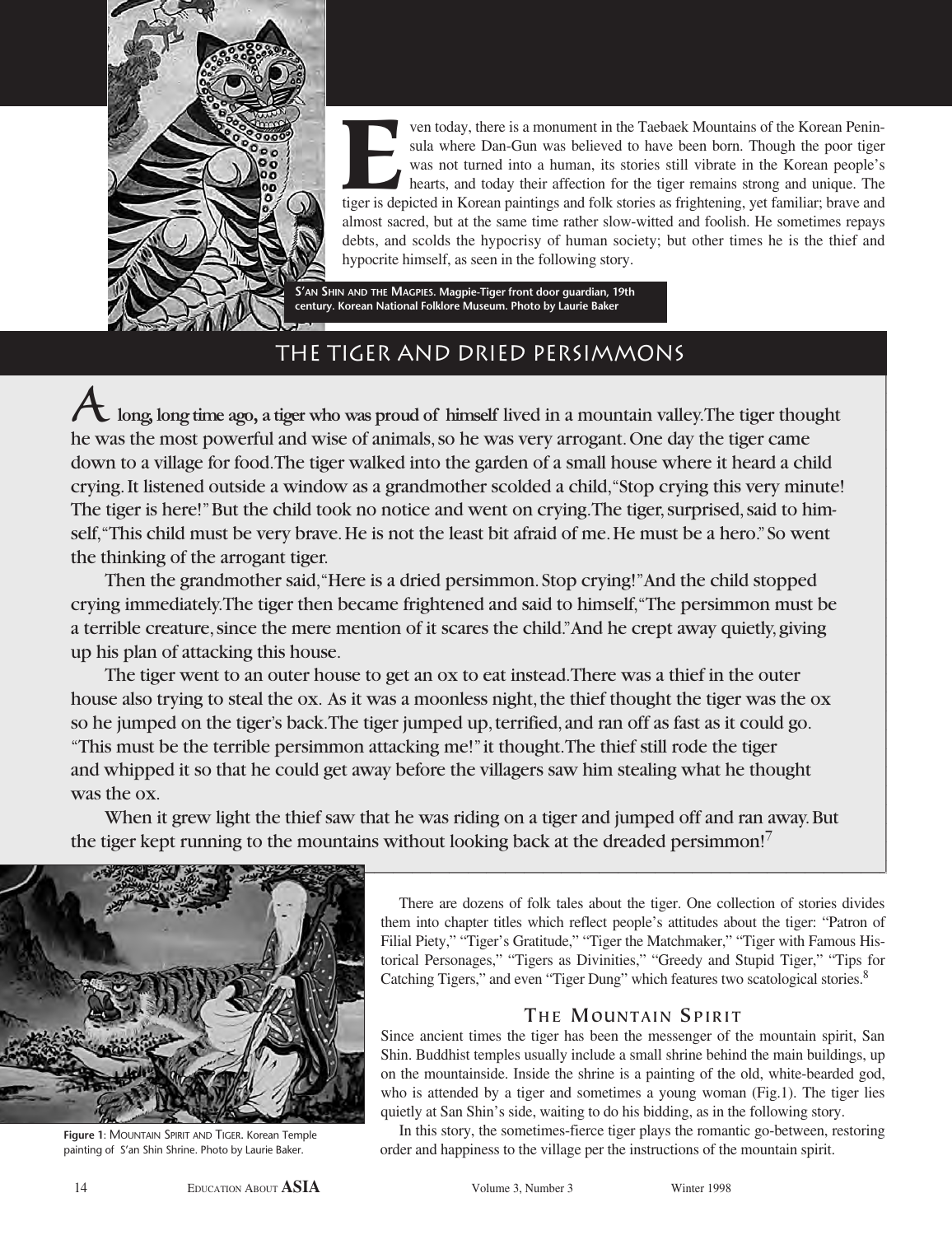Even today, there is a monument in the Taebaek Mountains of the Korean Peninsula where Dan-Gun was believed to have been born. Though the poor tiger was not turned into a human, its stories still vibrate in the Korean people's hearts, and today their affection for the tiger remains strong and unique. The tiger is depicted in Korean paintings and folk stories as frightening, yet familiar; brave and almost sacred, but at the same time rather slow-witted and foolish. He sometimes repays debts, and scolds the hypocrisy of human society; but other times he is the thief and hypocrite himself, as seen in the following story.

S'AN SHIN AND THE MAGPIES. Magpie-Tiger front door guardian, 19th century. Korean National Folklore Museum. Photo by Laurie Baker

## THE TIGER AND DRIED PERSIMMONS

**A long, long time ago, a tiger who was proud of himself** lived in a mountain valley.The tiger thought he was the most powerful and wise of animals, so he was very arrogant. One day the tiger came down to a village for food.The tiger walked into the garden of a small house where it heard a child crying. It listened outside a window as a grandmother scolded a child, "Stop crying this very minute! The tiger is here!" But the child took no notice and went on crying.The tiger, surprised, said to himself, "This child must be very brave. He is not the least bit afraid of me. He must be a hero." So went the thinking of the arrogant tiger.

Then the grandmother said, "Here is a dried persimmon. Stop crying!" And the child stopped crying immediately.The tiger then became frightened and said to himself, "The persimmon must be a terrible creature, since the mere mention of it scares the child." And he crept away quietly, giving up his plan of attacking this house.

The tiger went to an outer house to get an ox to eat instead.There was a thief in the outer house also trying to steal the ox. As it was a moonless night, the thief thought the tiger was the ox so he jumped on the tiger's back.The tiger jumped up, terrified, and ran off as fast as it could go. "This must be the terrible persimmon attacking me!" it thought.The thief still rode the tiger and whipped it so that he could get away before the villagers saw him stealing what he thought was the ox.

When it grew light the thief saw that he was riding on a tiger and jumped off and ran away. But the tiger kept running to the mountains without looking back at the dreaded persimmon![7]

**Figure 1**: MOUNTAIN SPIRIT AND TIGER. Korean Temple painting of S'an Shin Shrine. Photo by Laurie Baker.

There are dozens of folk tales about the tiger. One collection of stories divides them into chapter titles which reflect people's attitudes about the tiger: "Patron of Filial Piety," "Tiger's Gratitude," "Tiger the Matchmaker," "Tiger with Famous Historical Personages," "Tigers as Divinities," "Greedy and Stupid Tiger," "Tips for Catching Tigers," and even "Tiger Dung" which features two scatological stories.[8]

### THE MOUNTAIN SPIRIT

Since ancient times the tiger has been the messenger of the mountain spirit, San Shin. Buddhist temples usually include a small shrine behind the main buildings, up on the mountainside. Inside the shrine is a painting of the old, white-bearded god, who is attended by a tiger and sometimes a young woman (Fig.1). The tiger lies quietly at San Shin's side, waiting to do his bidding, as in the following story.

In this story, the sometimes-fierce tiger plays the romantic go-between, restoring order and happiness to the village per the instructions of the mountain spirit.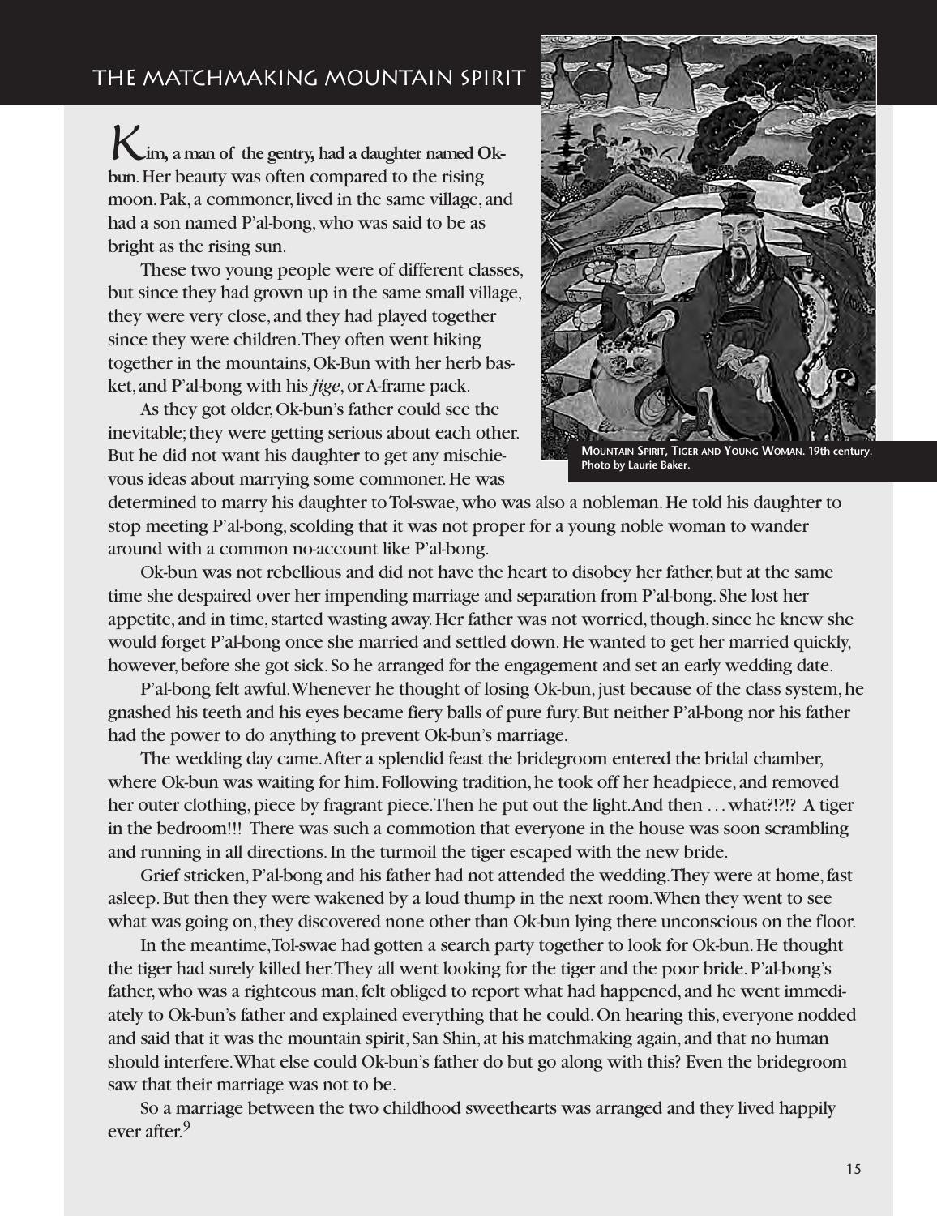## THE MATCHMAKING MOUNTAIN SPIRIT

**Kim, a man of the gentry, had a daughter named Ok-bun**. Her beauty was often compared to the rising moon. Pak, a commoner, lived in the same village, and had a son named P'al-bong, who was said to be as bright as the rising sun.

These two young people were of different classes, but since they had grown up in the same small village, they were very close, and they had played together since they were children. They often went hiking together in the mountains, Ok-Bun with her herb basket, and P'al-bong with his *jige*, or A-frame pack.

As they got older, Ok-bun's father could see the inevitable; they were getting serious about each other. But he did not want his daughter to get any mischievous ideas about marrying some commoner. He was determined to marry his daughter to Tol-swae, who was also a nobleman. He told his daughter to stop meeting P'al-bong, scolding that it was not proper for a young noble woman to wander around with a common no-account like P'al-bong.

MOUNTAIN SPIRIT, TIGER AND YOUNG WOMAN. 19th century. Photo by Laurie Baker.

Ok-bun was not rebellious and did not have the heart to disobey her father, but at the same time she despaired over her impending marriage and separation from P'al-bong. She lost her appetite, and in time, started wasting away. Her father was not worried, though, since he knew she would forget P'al-bong once she married and settled down. He wanted to get her married quickly, however, before she got sick. So he arranged for the engagement and set an early wedding date.

P'al-bong felt awful. Whenever he thought of losing Ok-bun, just because of the class system, he gnashed his teeth and his eyes became fiery balls of pure fury. But neither P'al-bong nor his father had the power to do anything to prevent Ok-bun's marriage.

The wedding day came. After a splendid feast the bridegroom entered the bridal chamber, where Ok-bun was waiting for him. Following tradition, he took off her headpiece, and removed her outer clothing, piece by fragrant piece. Then he put out the light. And then . . . what?!?!? A tiger in the bedroom!!! There was such a commotion that everyone in the house was soon scrambling and running in all directions. In the turmoil the tiger escaped with the new bride.

Grief stricken, P'al-bong and his father had not attended the wedding. They were at home, fast asleep. But then they were wakened by a loud thump in the next room. When they went to see what was going on, they discovered none other than Ok-bun lying there unconscious on the floor.

In the meantime, Tol-swae had gotten a search party together to look for Ok-bun. He thought the tiger had surely killed her. They all went looking for the tiger and the poor bride. P'al-bong's father, who was a righteous man, felt obliged to report what had happened, and he went immediately to Ok-bun's father and explained everything that he could. On hearing this, everyone nodded and said that it was the mountain spirit, San Shin, at his matchmaking again, and that no human should interfere. What else could Ok-bun's father do but go along with this? Even the bridegroom saw that their marriage was not to be.

So a marriage between the two childhood sweethearts was arranged and they lived happily ever after.[9]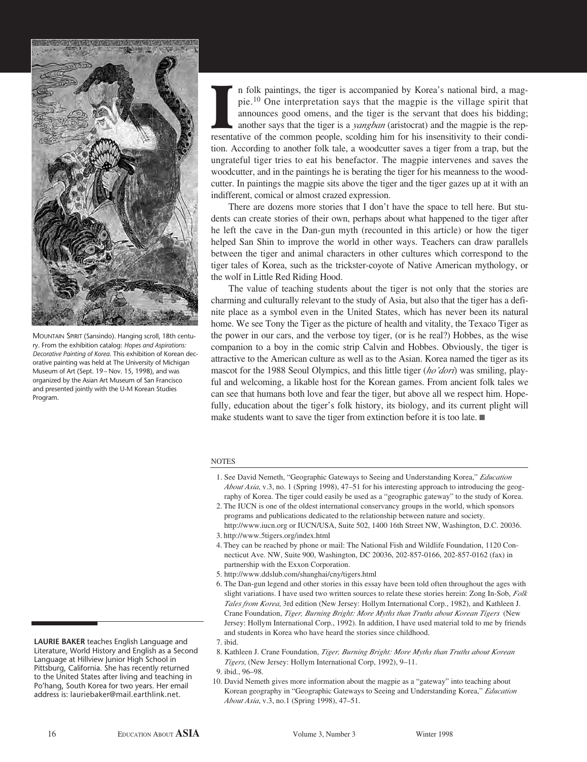MOUNTAIN SPIRIT (Sansindo). Hanging scroll, 18th century. From the exhibition catalog: *Hopes and Aspirations: Decorative Painting of Korea*. This exhibition of Korean decorative painting was held at The University of Michigan Museum of Art (Sept. 19 – Nov. 15, 1998), and was organized by the Asian Art Museum of San Francisco and presented jointly with the U-M Korean Studies Program.

In folk paintings, the tiger is accompanied by Korea's national bird, a magpie.[10] One interpretation says that the magpie is the village spirit that announces good omens, and the tiger is the servant that does his bidding; another says that the tiger is a *yangban* (aristocrat) and the magpie is the representative of the common people, scolding him for his insensitivity to their condition. According to another folk tale, a woodcutter saves a tiger from a trap, but the ungrateful tiger tries to eat his benefactor. The magpie intervenes and saves the woodcutter, and in the paintings he is berating the tiger for his meanness to the woodcutter. In paintings the magpie sits above the tiger and the tiger gazes up at it with an indifferent, comical or almost crazed expression.

There are dozens more stories that I don't have the space to tell here. But students can create stories of their own, perhaps about what happened to the tiger after he left the cave in the Dan-gun myth (recounted in this article) or how the tiger helped San Shin to improve the world in other ways. Teachers can draw parallels between the tiger and animal characters in other cultures which correspond to the tiger tales of Korea, such as the trickster-coyote of Native American mythology, or the wolf in Little Red Riding Hood.

The value of teaching students about the tiger is not only that the stories are charming and culturally relevant to the study of Asia, but also that the tiger has a definite place as a symbol even in the United States, which has never been its natural home. We see Tony the Tiger as the picture of health and vitality, the Texaco Tiger as the power in our cars, and the verbose toy tiger, (or is he real?) Hobbes, as the wise companion to a boy in the comic strip Calvin and Hobbes. Obviously, the tiger is attractive to the American culture as well as to the Asian. Korea named the tiger as its mascot for the 1988 Seoul Olympics, and this little tiger (*ho'dori*) was smiling, playful and welcoming, a likable host for the Korean games. From ancient folk tales we can see that humans both love and fear the tiger, but above all we respect him. Hopefully, education about the tiger's folk history, its biology, and its current plight will make students want to save the tiger from extinction before it is too late. ■

**LAURIE BAKER** teaches English Language and Literature, World History and English as a Second Language at Hillview Junior High School in Pittsburg, California. She has recently returned to the United States after living and teaching in Po'hang, South Korea for two years. Her email address is: lauriebaker@mail.earthlink.net.

NOTES

1. See David Nemeth, "Geographic Gateways to Seeing and Understanding Korea," *Education About Asia*, v.3, no. 1 (Spring 1998), 47–51 for his interesting approach to introducing the geography of Korea. The tiger could easily be used as a "geographic gateway" to the study of Korea.
2. The IUCN is one of the oldest international conservancy groups in the world, which sponsors programs and publications dedicated to the relationship between nature and society. http://www.iucn.org or IUCN/USA, Suite 502, 1400 16th Street NW, Washington, D.C. 20036.
3. http://www.5tigers.org/index.html
4. They can be reached by phone or mail: The National Fish and Wildlife Foundation, 1120 Connecticut Ave. NW, Suite 900, Washington, DC 20036, 202-857-0166, 202-857-0162 (fax) in partnership with the Exxon Corporation.
5. http://www.ddslub.com/shanghai/cny/tigers.html
6. The Dan-gun legend and other stories in this essay have been told often throughout the ages with slight variations. I have used two written sources to relate these stories herein: Zong In-Sob, *Folk Tales from Korea*, 3rd edition (New Jersey: Hollym International Corp., 1982), and Kathleen J. Crane Foundation, *Tiger, Burning Bright: More Myths than Truths about Korean Tigers* (New Jersey: Hollym International Corp., 1992). In addition, I have used material told to me by friends and students in Korea who have heard the stories since childhood.
7. ibid.
8. Kathleen J. Crane Foundation, *Tiger, Burning Bright: More Myths than Truths about Korean Tigers*, (New Jersey: Hollym International Corp, 1992), 9–11.
9. ibid., 96–98.
10. David Nemeth gives more information about the magpie as a "gateway" into teaching about Korean geography in "Geographic Gateways to Seeing and Understanding Korea," *Education About Asia*, v.3, no.1 (Spring 1998), 47–51.